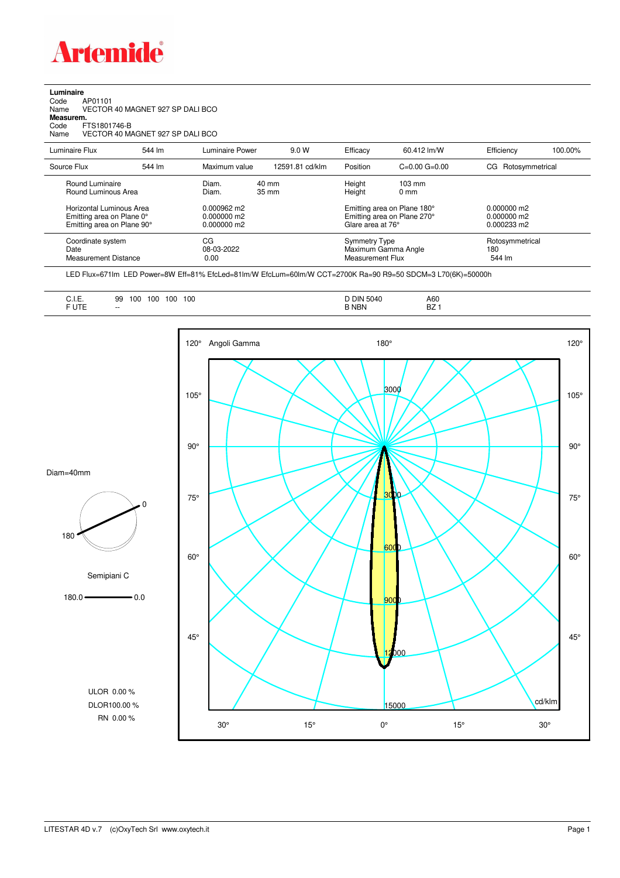Artemide

**Luminaire**
Code AP01101
Name VECTOR 40 MAGNET 927 SP DALI BCO
**Measurem.**
Code FTS1801746-B
Name VECTOR 40 MAGNET 927 SP DALI BCO

| Luminaire Flux | 544 lm | Luminaire Power | 9.0 W | Efficacy | 60.412 lm/W | Efficiency | 100.00% |
|---|---|---|---|---|---|---|---|
| Source Flux | 544 lm | Maximum value | 12591.81 cd/klm | Position | C=0.00 G=0.00 | CG | Rotosymmetrical |

| | | | | |
|---|---|---|---|---|
| Round Luminaire | Diam. 40 mm | Height | 103 mm | |
| Round Luminous Area | Diam. 35 mm | Height | 0 mm | |
| Horizontal Luminous Area | 0.000962 m2 | Emitting area on Plane 180° | | 0.000000 m2 |
| Emitting area on Plane 0° | 0.000000 m2 | Emitting area on Plane 270° | | 0.000000 m2 |
| Emitting area on Plane 90° | 0.000000 m2 | Glare area at 76° | | 0.000233 m2 |
| Coordinate system | CG | Symmetry Type | | Rotosymmetrical |
| Date | 08-03-2022 | Maximum Gamma Angle | | 180 |
| Measurement Distance | 0.00 | Measurement Flux | | 544 lm |

LED Flux=671lm LED Power=8W Eff=81% EfcLed=81lm/W EfcLum=60lm/W CCT=2700K Ra=90 R9=50 SDCM=3 L70(6K)=50000h

| | | | |
|---|---|---|---|
| C.I.E. | 99 100 100 100 100 | D DIN 5040 | A60 |
| F UTE | -- | B NBN | BZ 1 |

Diam=40mm

Semipiani C

180.0 — 0.0

ULOR 0.00 %
DLOR 100.00 %
RN 0.00 %

Angoli Gamma

cd/klm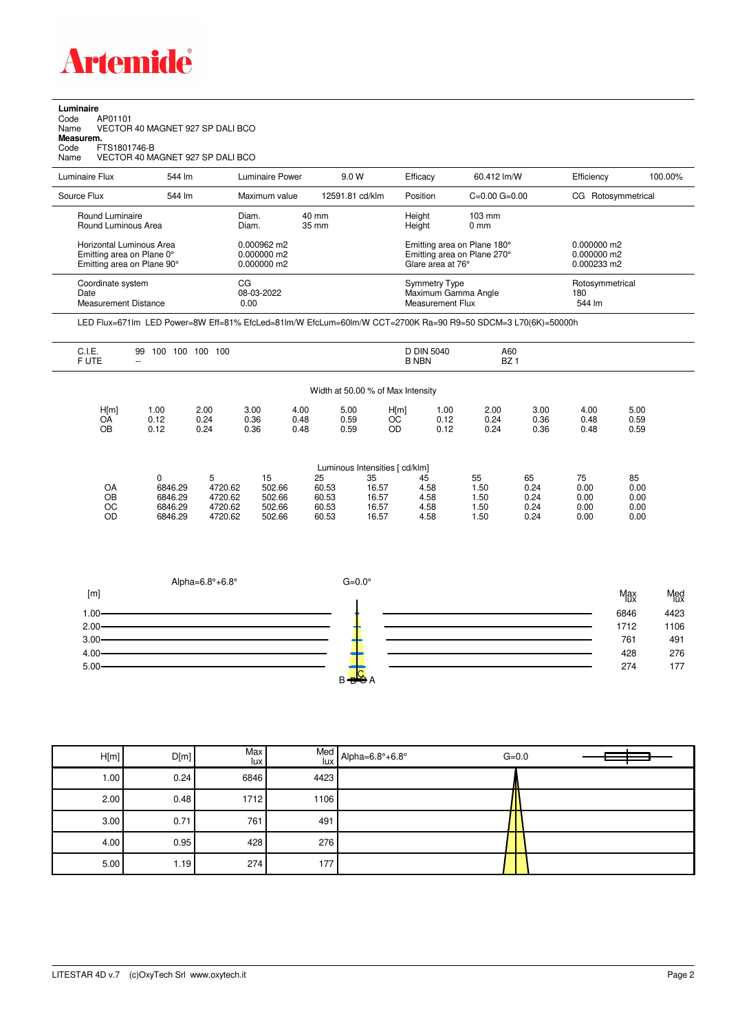# Artemide

**Luminaire**
Code AP01101
Name VECTOR 40 MAGNET 927 SP DALI BCO
**Measurem.**
Code FTS1801746-B
Name VECTOR 40 MAGNET 927 SP DALI BCO

| | | | | | | | |
|---|---|---|---|---|---|---|---|
| Luminaire Flux | 544 lm | Luminaire Power | 9.0 W | Efficacy | 60.412 lm/W | Efficiency | 100.00% |
| Source Flux | 544 lm | Maximum value | 12591.81 cd/klm | Position | C=0.00 G=0.00 | CG | Rotosymmetrical |

| | | | | | |
|---|---|---|---|---|---|
| Round Luminaire | Diam. | 40 mm | Height | 103 mm | |
| Round Luminous Area | Diam. | 35 mm | Height | 0 mm | |
| Horizontal Luminous Area | 0.000962 m2 | | Emitting area on Plane 180° | | 0.000000 m2 |
| Emitting area on Plane 0° | 0.000000 m2 | | Emitting area on Plane 270° | | 0.000000 m2 |
| Emitting area on Plane 90° | 0.000000 m2 | | Glare area at 76° | | 0.000233 m2 |
| Coordinate system | CG | | Symmetry Type | | Rotosymmetrical |
| Date | 08-03-2022 | | Maximum Gamma Angle | | 180 |
| Measurement Distance | 0.00 | | Measurement Flux | | 544 lm |

LED Flux=671lm LED Power=8W Eff=81% EfcLed=81lm/W EfcLum=60lm/W CCT=2700K Ra=90 R9=50 SDCM=3 L70(6K)=50000h

| | | | |
|---|---|---|---|
| C.I.E. | 99 100 100 100 100 | D DIN 5040 | A60 |
| F UTE | -- | B NBN | BZ 1 |

Width at 50.00 % of Max Intensity

| H[m] | 1.00 | 2.00 | 3.00 | 4.00 | 5.00 | H[m] | 1.00 | 2.00 | 3.00 | 4.00 | 5.00 |
|---|---|---|---|---|---|---|---|---|---|---|---|
| OA | 0.12 | 0.24 | 0.36 | 0.48 | 0.59 | OC | 0.12 | 0.24 | 0.36 | 0.48 | 0.59 |
| OB | 0.12 | 0.24 | 0.36 | 0.48 | 0.59 | OD | 0.12 | 0.24 | 0.36 | 0.48 | 0.59 |

Luminous Intensities [ cd/klm]

| | 0 | 5 | 15 | 25 | 35 | 45 | 55 | 65 | 75 | 85 |
|---|---|---|---|---|---|---|---|---|---|---|
| OA | 6846.29 | 4720.62 | 502.66 | 60.53 | 16.57 | 4.58 | 1.50 | 0.24 | 0.00 | 0.00 |
| OB | 6846.29 | 4720.62 | 502.66 | 60.53 | 16.57 | 4.58 | 1.50 | 0.24 | 0.00 | 0.00 |
| OC | 6846.29 | 4720.62 | 502.66 | 60.53 | 16.57 | 4.58 | 1.50 | 0.24 | 0.00 | 0.00 |
| OD | 6846.29 | 4720.62 | 502.66 | 60.53 | 16.57 | 4.58 | 1.50 | 0.24 | 0.00 | 0.00 |

Alpha=6.8°+6.8°
G=0.0°
[m]
1.00
2.00
3.00
4.00
5.00
B D C A
Max lux
6846
1712
761
428
274
Med lux
4423
1106
491
276
177

| H[m] | D[m] | Max lux | Med lux | Alpha=6.8°+6.8° G=0.0 |
|---|---|---|---|---|
| 1.00 | 0.24 | 6846 | 4423 | |
| 2.00 | 0.48 | 1712 | 1106 | |
| 3.00 | 0.71 | 761 | 491 | |
| 4.00 | 0.95 | 428 | 276 | |
| 5.00 | 1.19 | 274 | 177 | |

LITESTAR 4D v.7 (c)OxyTech Srl www.oxytech.it